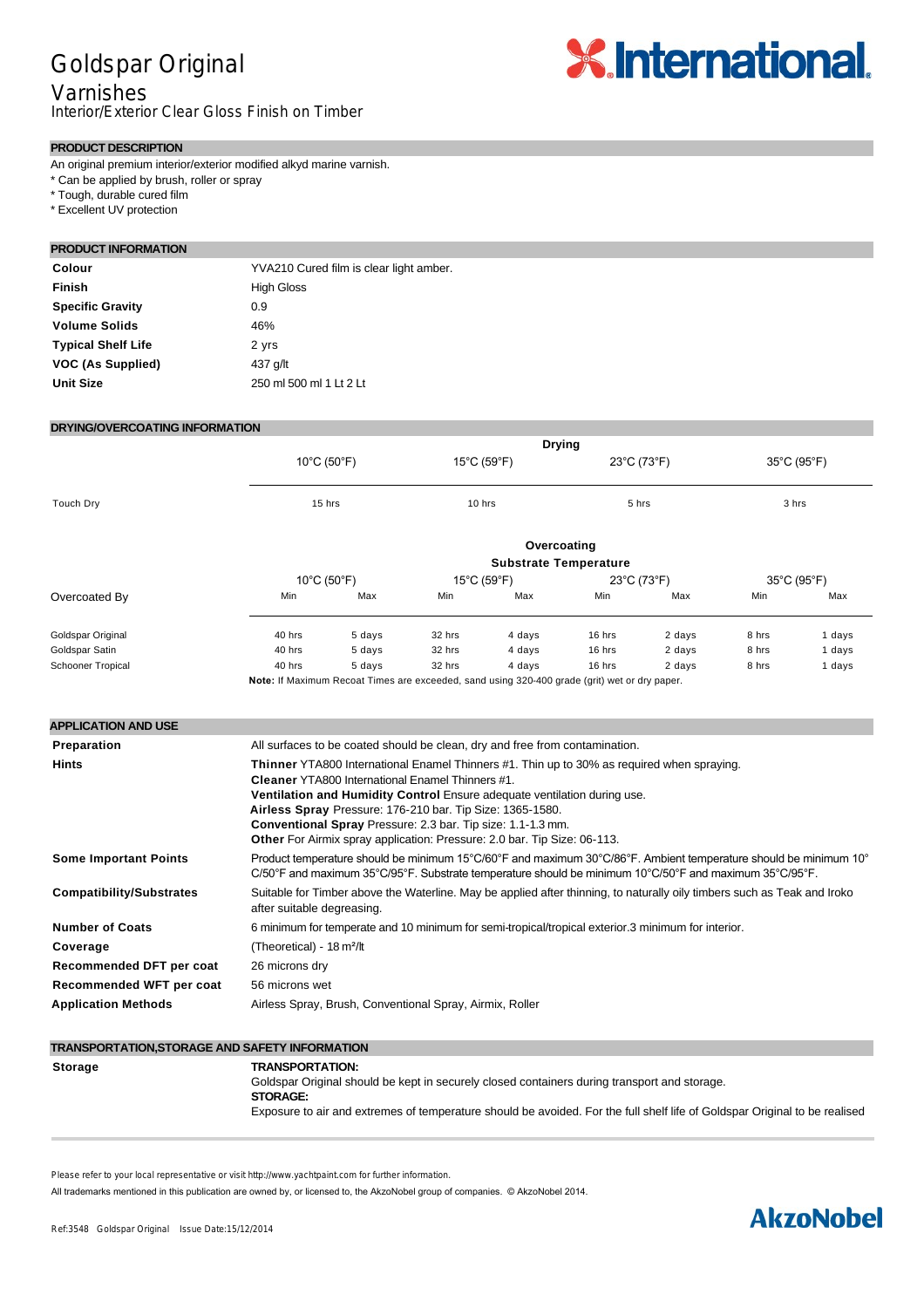# Goldspar Original

## Varnishes

Interior/Exterior Clear Gloss Finish on Timber

### PRODUCT DESCRIPTION

An original premium interior/exterior modified alkyd marine varnish.
* Can be applied by brush, roller or spray
* Tough, durable cured film
* Excellent UV protection

### PRODUCT INFORMATION

| | |
|---|---|
| **Colour** | YVA210 Cured film is clear light amber. |
| **Finish** | High Gloss |
| **Specific Gravity** | 0.9 |
| **Volume Solids** | 46% |
| **Typical Shelf Life** | 2 yrs |
| **VOC (As Supplied)** | 437 g/lt |
| **Unit Size** | 250 ml 500 ml 1 Lt 2 Lt |

### DRYING/OVERCOATING INFORMATION

| | Drying | | | |
|---|---|---|---|---|
| | 10°C (50°F) | 15°C (59°F) | 23°C (73°F) | 35°C (95°F) |
| Touch Dry | 15 hrs | 10 hrs | 5 hrs | 3 hrs |

| | Overcoating Substrate Temperature | | | | | | | |
|---|---|---|---|---|---|---|---|---|
| | 10°C (50°F) | | 15°C (59°F) | | 23°C (73°F) | | 35°C (95°F) | |
| Overcoated By | Min | Max | Min | Max | Min | Max | Min | Max |
| Goldspar Original | 40 hrs | 5 days | 32 hrs | 4 days | 16 hrs | 2 days | 8 hrs | 1 days |
| Goldspar Satin | 40 hrs | 5 days | 32 hrs | 4 days | 16 hrs | 2 days | 8 hrs | 1 days |
| Schooner Tropical | 40 hrs | 5 days | 32 hrs | 4 days | 16 hrs | 2 days | 8 hrs | 1 days |

**Note:** If Maximum Recoat Times are exceeded, sand using 320-400 grade (grit) wet or dry paper.

### APPLICATION AND USE

| | |
|---|---|
| **Preparation** | All surfaces to be coated should be clean, dry and free from contamination. |
| **Hints** | **Thinner** YTA800 International Enamel Thinners #1. Thin up to 30% as required when spraying.<br>**Cleaner** YTA800 International Enamel Thinners #1.<br>**Ventilation and Humidity Control** Ensure adequate ventilation during use.<br>**Airless Spray** Pressure: 176-210 bar. Tip Size: 1365-1580.<br>**Conventional Spray** Pressure: 2.3 bar. Tip size: 1.1-1.3 mm.<br>**Other** For Airmix spray application: Pressure: 2.0 bar. Tip Size: 06-113. |
| **Some Important Points** | Product temperature should be minimum 15°C/60°F and maximum 30°C/86°F. Ambient temperature should be minimum 10° C/50°F and maximum 35°C/95°F. Substrate temperature should be minimum 10°C/50°F and maximum 35°C/95°F. |
| **Compatibility/Substrates** | Suitable for Timber above the Waterline. May be applied after thinning, to naturally oily timbers such as Teak and Iroko after suitable degreasing. |
| **Number of Coats** | 6 minimum for temperate and 10 minimum for semi-tropical/tropical exterior.3 minimum for interior. |
| **Coverage** | (Theoretical) - 18 m²/lt |
| **Recommended DFT per coat** | 26 microns dry |
| **Recommended WFT per coat** | 56 microns wet |
| **Application Methods** | Airless Spray, Brush, Conventional Spray, Airmix, Roller |

### TRANSPORTATION,STORAGE AND SAFETY INFORMATION

**Storage**

**TRANSPORTATION:**
Goldspar Original should be kept in securely closed containers during transport and storage.
**STORAGE:**
Exposure to air and extremes of temperature should be avoided. For the full shelf life of Goldspar Original to be realised

Please refer to your local representative or visit http://www.yachtpaint.com for further information.

All trademarks mentioned in this publication are owned by, or licensed to, the AkzoNobel group of companies. © AkzoNobel 2014.

Ref:3548 Goldspar Original Issue Date:15/12/2014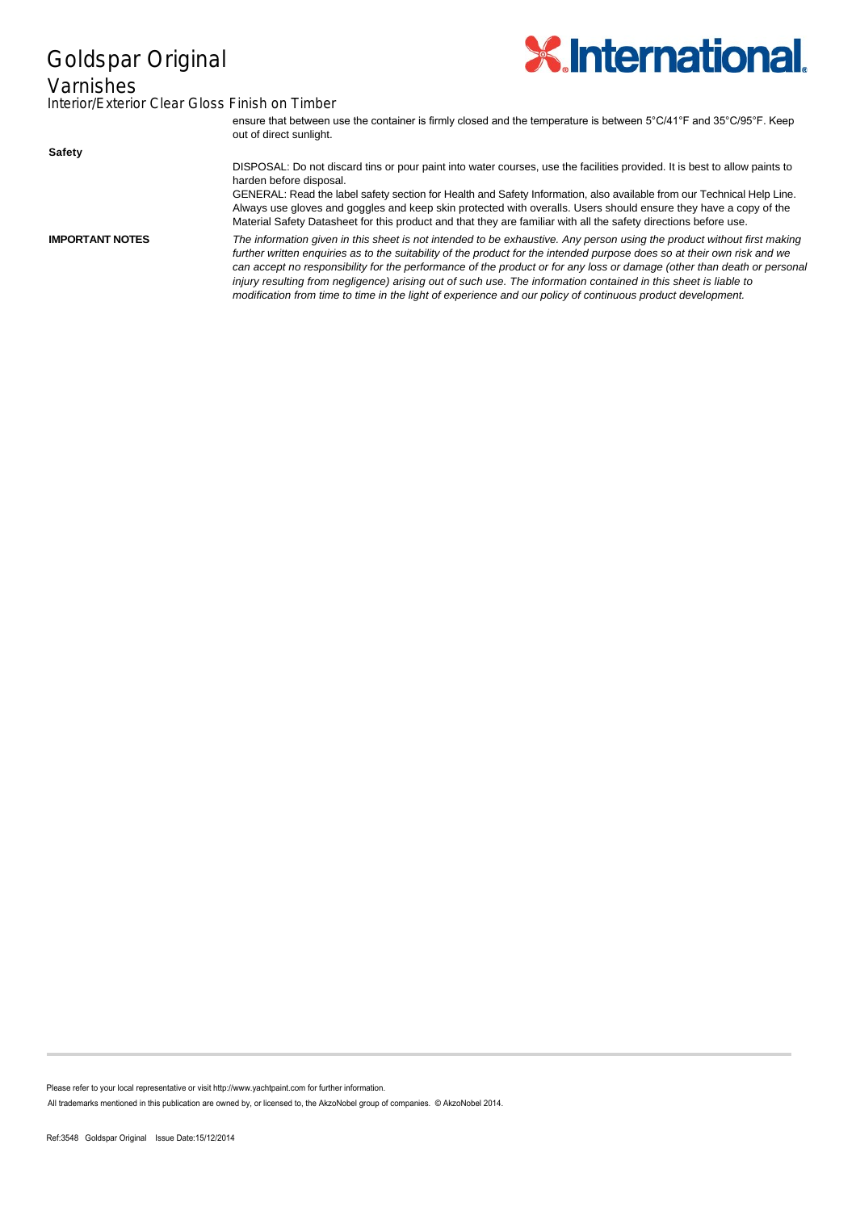ensure that between use the container is firmly closed and the temperature is between 5°C/41°F and 35°C/95°F. Keep out of direct sunlight.

**Safety**

DISPOSAL: Do not discard tins or pour paint into water courses, use the facilities provided. It is best to allow paints to harden before disposal.

GENERAL: Read the label safety section for Health and Safety Information, also available from our Technical Help Line. Always use gloves and goggles and keep skin protected with overalls. Users should ensure they have a copy of the Material Safety Datasheet for this product and that they are familiar with all the safety directions before use.

**IMPORTANT NOTES**

*The information given in this sheet is not intended to be exhaustive. Any person using the product without first making further written enquiries as to the suitability of the product for the intended purpose does so at their own risk and we can accept no responsibility for the performance of the product or for any loss or damage (other than death or personal injury resulting from negligence) arising out of such use. The information contained in this sheet is liable to modification from time to time in the light of experience and our policy of continuous product development.*

Please refer to your local representative or visit http://www.yachtpaint.com for further information.

All trademarks mentioned in this publication are owned by, or licensed to, the AkzoNobel group of companies. © AkzoNobel 2014.